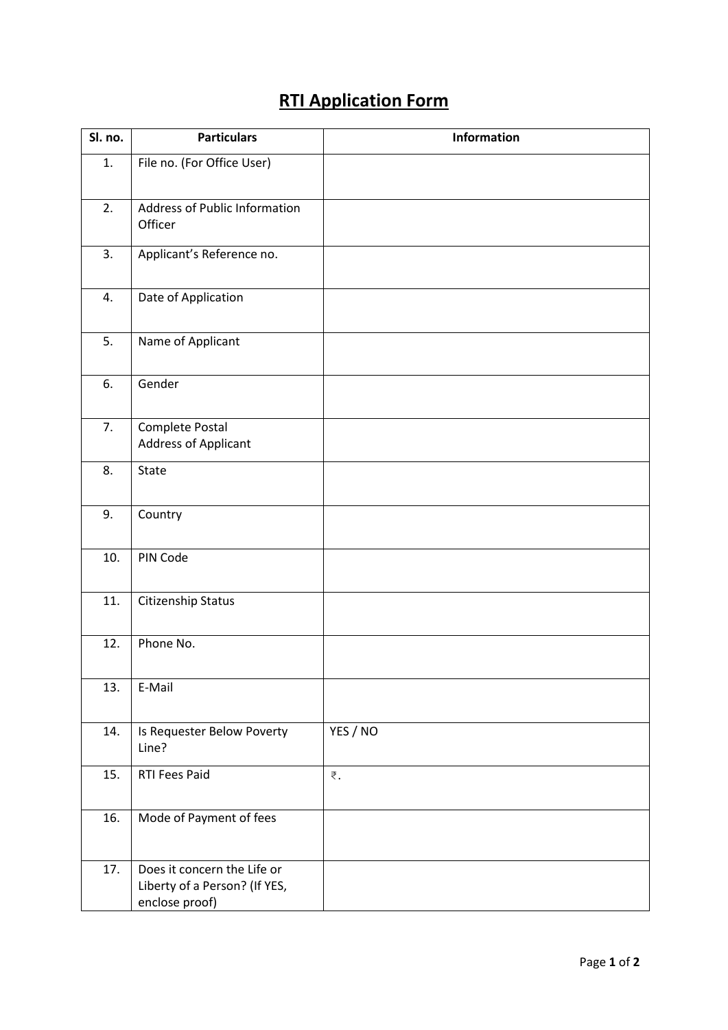# RTI Application Form

| Sl. no. | Particulars | Information |
|---|---|---|
| 1. | File no. (For Office User) | |
| 2. | Address of Public Information Officer | |
| 3. | Applicant's Reference no. | |
| 4. | Date of Application | |
| 5. | Name of Applicant | |
| 6. | Gender | |
| 7. | Complete Postal Address of Applicant | |
| 8. | State | |
| 9. | Country | |
| 10. | PIN Code | |
| 11. | Citizenship Status | |
| 12. | Phone No. | |
| 13. | E-Mail | |
| 14. | Is Requester Below Poverty Line? | YES / NO |
| 15. | RTI Fees Paid | ₹. |
| 16. | Mode of Payment of fees | |
| 17. | Does it concern the Life or Liberty of a Person? (If YES, enclose proof) | |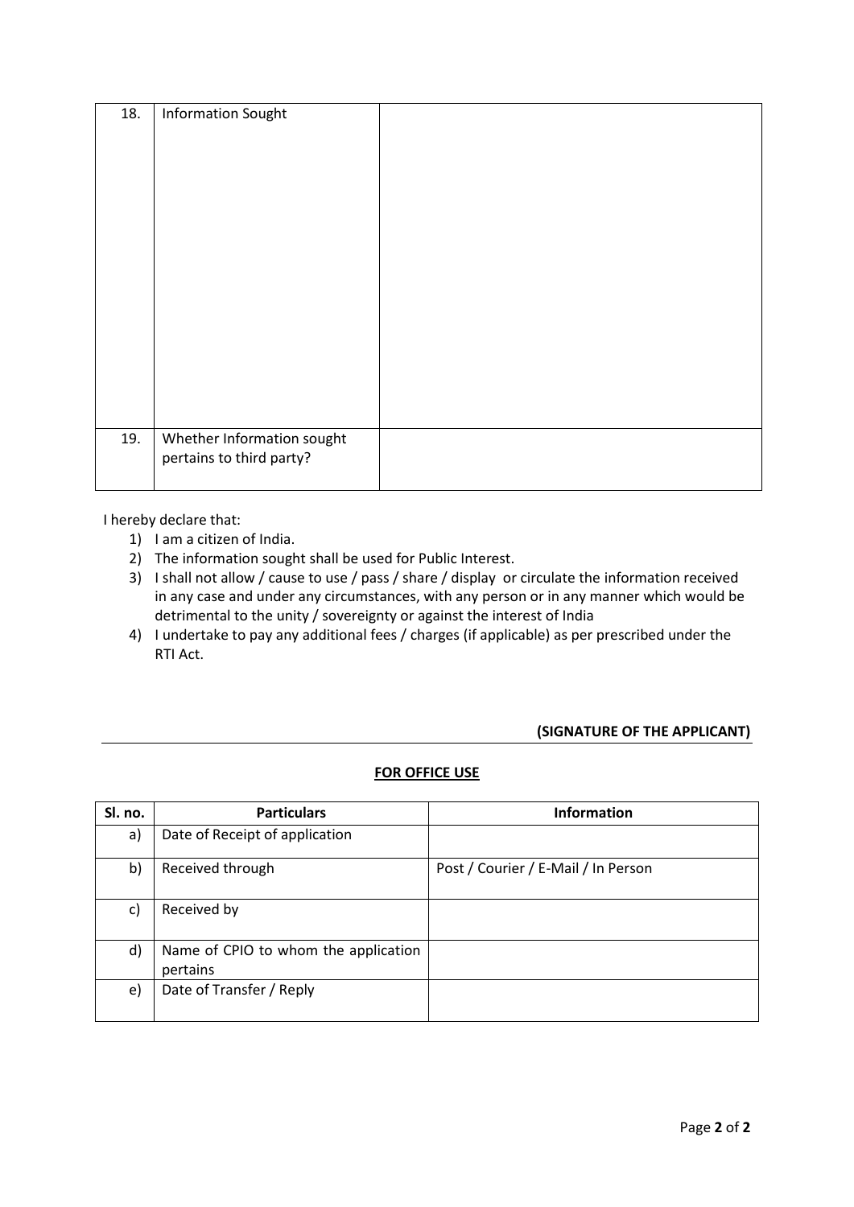| | | |
|---|---|---|
| 18. | Information Sought | |
| 19. | Whether Information sought pertains to third party? | |

I hereby declare that:

1) I am a citizen of India.
2) The information sought shall be used for Public Interest.
3) I shall not allow / cause to use / pass / share / display or circulate the information received in any case and under any circumstances, with any person or in any manner which would be detrimental to the unity / sovereignty or against the interest of India
4) I undertake to pay any additional fees / charges (if applicable) as per prescribed under the RTI Act.

**(SIGNATURE OF THE APPLICANT)**

**FOR OFFICE USE**

| Sl. no. | Particulars | Information |
|---|---|---|
| a) | Date of Receipt of application | |
| b) | Received through | Post / Courier / E-Mail / In Person |
| c) | Received by | |
| d) | Name of CPIO to whom the application pertains | |
| e) | Date of Transfer / Reply | |